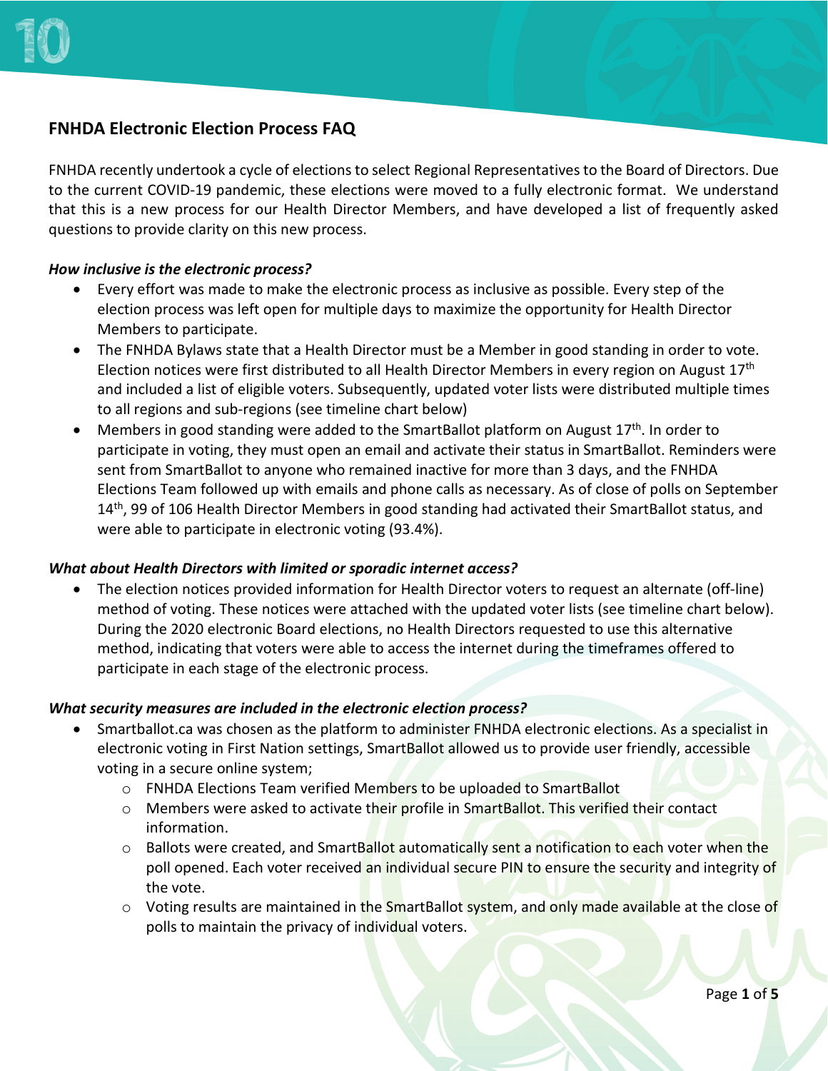## FNHDA Electronic Election Process FAQ

FNHDA recently undertook a cycle of elections to select Regional Representatives to the Board of Directors. Due to the current COVID-19 pandemic, these elections were moved to a fully electronic format. We understand that this is a new process for our Health Director Members, and have developed a list of frequently asked questions to provide clarity on this new process.

### *How inclusive is the electronic process?*

- Every effort was made to make the electronic process as inclusive as possible. Every step of the election process was left open for multiple days to maximize the opportunity for Health Director Members to participate.
- The FNHDA Bylaws state that a Health Director must be a Member in good standing in order to vote. Election notices were first distributed to all Health Director Members in every region on August 17th and included a list of eligible voters. Subsequently, updated voter lists were distributed multiple times to all regions and sub-regions (see timeline chart below)
- Members in good standing were added to the SmartBallot platform on August 17th. In order to participate in voting, they must open an email and activate their status in SmartBallot. Reminders were sent from SmartBallot to anyone who remained inactive for more than 3 days, and the FNHDA Elections Team followed up with emails and phone calls as necessary. As of close of polls on September 14th, 99 of 106 Health Director Members in good standing had activated their SmartBallot status, and were able to participate in electronic voting (93.4%).

### *What about Health Directors with limited or sporadic internet access?*

- The election notices provided information for Health Director voters to request an alternate (off-line) method of voting. These notices were attached with the updated voter lists (see timeline chart below). During the 2020 electronic Board elections, no Health Directors requested to use this alternative method, indicating that voters were able to access the internet during the timeframes offered to participate in each stage of the electronic process.

### *What security measures are included in the electronic election process?*

- Smartballot.ca was chosen as the platform to administer FNHDA electronic elections. As a specialist in electronic voting in First Nation settings, SmartBallot allowed us to provide user friendly, accessible voting in a secure online system;
  - FNHDA Elections Team verified Members to be uploaded to SmartBallot
  - Members were asked to activate their profile in SmartBallot. This verified their contact information.
  - Ballots were created, and SmartBallot automatically sent a notification to each voter when the poll opened. Each voter received an individual secure PIN to ensure the security and integrity of the vote.
  - Voting results are maintained in the SmartBallot system, and only made available at the close of polls to maintain the privacy of individual voters.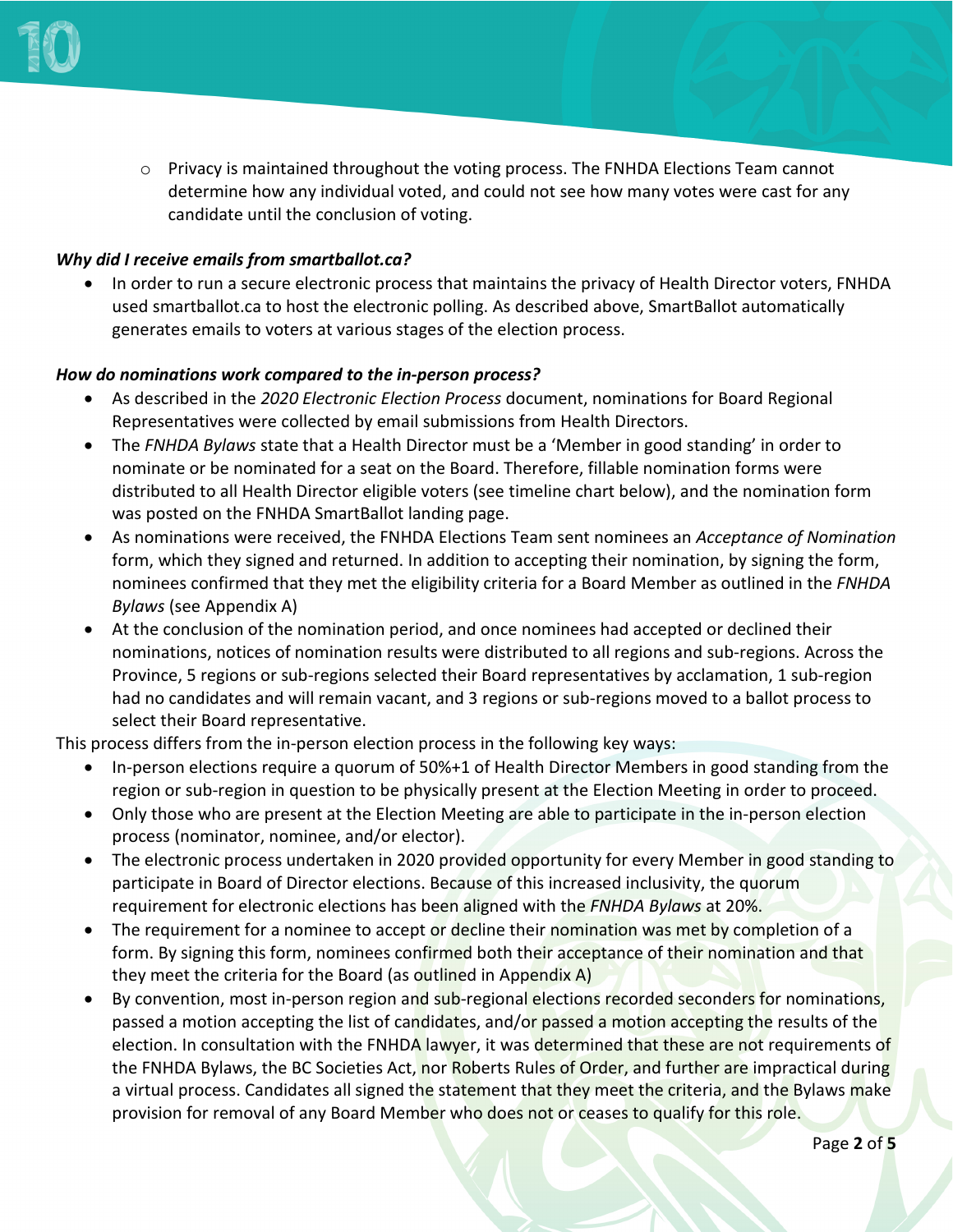- Privacy is maintained throughout the voting process. The FNHDA Elections Team cannot determine how any individual voted, and could not see how many votes were cast for any candidate until the conclusion of voting.

***Why did I receive emails from smartballot.ca?***

- In order to run a secure electronic process that maintains the privacy of Health Director voters, FNHDA used smartballot.ca to host the electronic polling. As described above, SmartBallot automatically generates emails to voters at various stages of the election process.

***How do nominations work compared to the in-person process?***

- As described in the *2020 Electronic Election Process* document, nominations for Board Regional Representatives were collected by email submissions from Health Directors.
- The *FNHDA Bylaws* state that a Health Director must be a 'Member in good standing' in order to nominate or be nominated for a seat on the Board. Therefore, fillable nomination forms were distributed to all Health Director eligible voters (see timeline chart below), and the nomination form was posted on the FNHDA SmartBallot landing page.
- As nominations were received, the FNHDA Elections Team sent nominees an *Acceptance of Nomination* form, which they signed and returned. In addition to accepting their nomination, by signing the form, nominees confirmed that they met the eligibility criteria for a Board Member as outlined in the *FNHDA Bylaws* (see Appendix A)
- At the conclusion of the nomination period, and once nominees had accepted or declined their nominations, notices of nomination results were distributed to all regions and sub-regions. Across the Province, 5 regions or sub-regions selected their Board representatives by acclamation, 1 sub-region had no candidates and will remain vacant, and 3 regions or sub-regions moved to a ballot process to select their Board representative.

This process differs from the in-person election process in the following key ways:

- In-person elections require a quorum of 50%+1 of Health Director Members in good standing from the region or sub-region in question to be physically present at the Election Meeting in order to proceed.
- Only those who are present at the Election Meeting are able to participate in the in-person election process (nominator, nominee, and/or elector).
- The electronic process undertaken in 2020 provided opportunity for every Member in good standing to participate in Board of Director elections. Because of this increased inclusivity, the quorum requirement for electronic elections has been aligned with the *FNHDA Bylaws* at 20%.
- The requirement for a nominee to accept or decline their nomination was met by completion of a form. By signing this form, nominees confirmed both their acceptance of their nomination and that they meet the criteria for the Board (as outlined in Appendix A)
- By convention, most in-person region and sub-regional elections recorded seconders for nominations, passed a motion accepting the list of candidates, and/or passed a motion accepting the results of the election. In consultation with the FNHDA lawyer, it was determined that these are not requirements of the FNHDA Bylaws, the BC Societies Act, nor Roberts Rules of Order, and further are impractical during a virtual process. Candidates all signed the statement that they meet the criteria, and the Bylaws make provision for removal of any Board Member who does not or ceases to qualify for this role.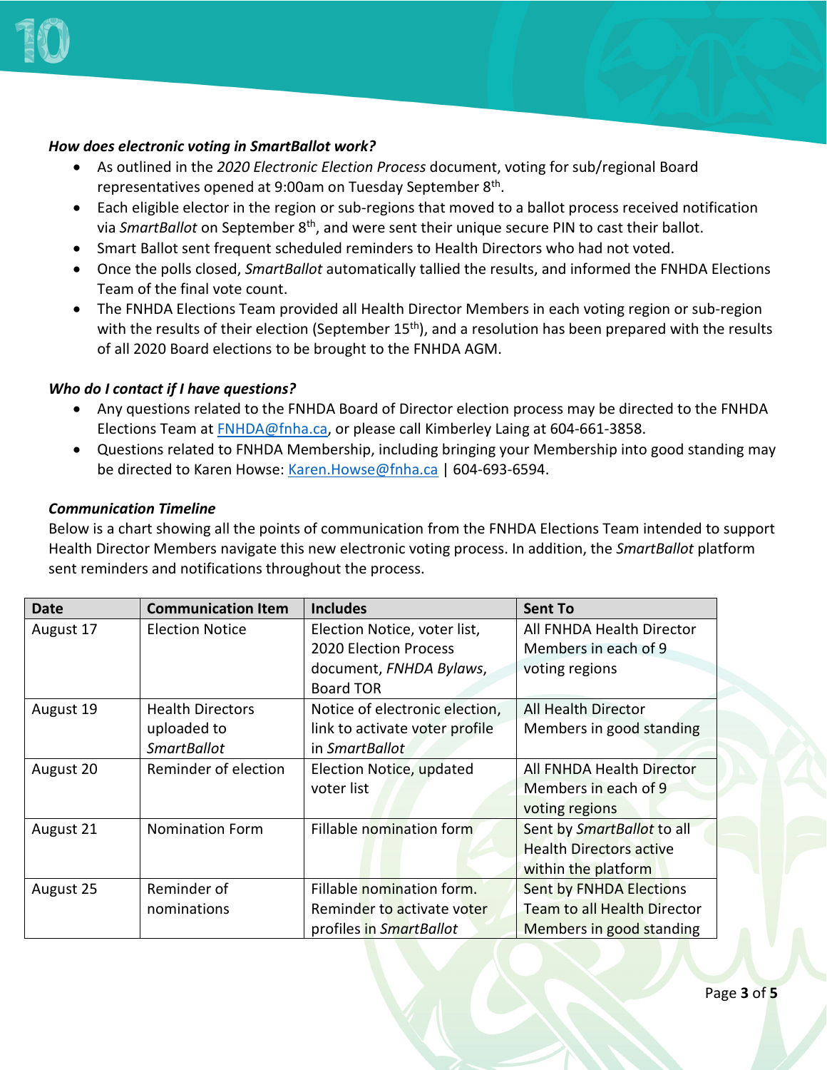***How does electronic voting in SmartBallot work?***

- As outlined in the *2020 Electronic Election Process* document, voting for sub/regional Board representatives opened at 9:00am on Tuesday September 8th.
- Each eligible elector in the region or sub-regions that moved to a ballot process received notification via *SmartBallot* on September 8th, and were sent their unique secure PIN to cast their ballot.
- Smart Ballot sent frequent scheduled reminders to Health Directors who had not voted.
- Once the polls closed, *SmartBallot* automatically tallied the results, and informed the FNHDA Elections Team of the final vote count.
- The FNHDA Elections Team provided all Health Director Members in each voting region or sub-region with the results of their election (September 15th), and a resolution has been prepared with the results of all 2020 Board elections to be brought to the FNHDA AGM.

***Who do I contact if I have questions?***

- Any questions related to the FNHDA Board of Director election process may be directed to the FNHDA Elections Team at FNHDA@fnha.ca, or please call Kimberley Laing at 604-661-3858.
- Questions related to FNHDA Membership, including bringing your Membership into good standing may be directed to Karen Howse: Karen.Howse@fnha.ca | 604-693-6594.

***Communication Timeline***

Below is a chart showing all the points of communication from the FNHDA Elections Team intended to support Health Director Members navigate this new electronic voting process. In addition, the *SmartBallot* platform sent reminders and notifications throughout the process.

| Date | Communication Item | Includes | Sent To |
|---|---|---|---|
| August 17 | Election Notice | Election Notice, voter list, 2020 Election Process document, *FNHDA Bylaws*, Board TOR | All FNHDA Health Director Members in each of 9 voting regions |
| August 19 | Health Directors uploaded to *SmartBallot* | Notice of electronic election, link to activate voter profile in *SmartBallot* | All Health Director Members in good standing |
| August 20 | Reminder of election | Election Notice, updated voter list | All FNHDA Health Director Members in each of 9 voting regions |
| August 21 | Nomination Form | Fillable nomination form | Sent by *SmartBallot* to all Health Directors active within the platform |
| August 25 | Reminder of nominations | Fillable nomination form. Reminder to activate voter profiles in *SmartBallot* | Sent by FNHDA Elections Team to all Health Director Members in good standing |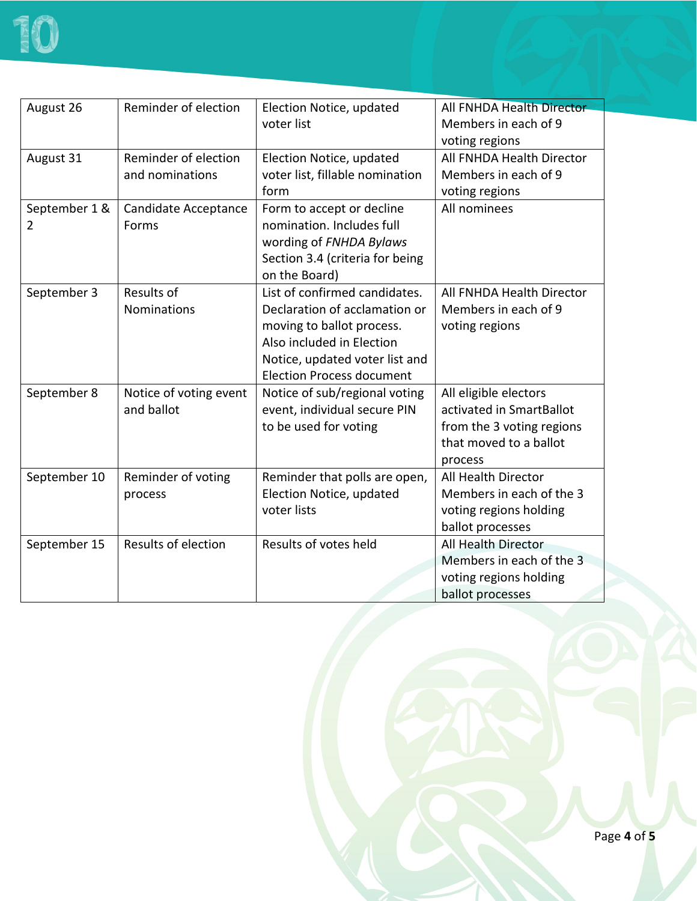| | | | |
|---|---|---|---|
| August 26 | Reminder of election | Election Notice, updated voter list | All FNHDA Health Director Members in each of 9 voting regions |
| August 31 | Reminder of election and nominations | Election Notice, updated voter list, fillable nomination form | All FNHDA Health Director Members in each of 9 voting regions |
| September 1 & 2 | Candidate Acceptance Forms | Form to accept or decline nomination. Includes full wording of *FNHDA Bylaws* Section 3.4 (criteria for being on the Board) | All nominees |
| September 3 | Results of Nominations | List of confirmed candidates. Declaration of acclamation or moving to ballot process. Also included in Election Notice, updated voter list and Election Process document | All FNHDA Health Director Members in each of 9 voting regions |
| September 8 | Notice of voting event and ballot | Notice of sub/regional voting event, individual secure PIN to be used for voting | All eligible electors activated in SmartBallot from the 3 voting regions that moved to a ballot process |
| September 10 | Reminder of voting process | Reminder that polls are open, Election Notice, updated voter lists | All Health Director Members in each of the 3 voting regions holding ballot processes |
| September 15 | Results of election | Results of votes held | All Health Director Members in each of the 3 voting regions holding ballot processes |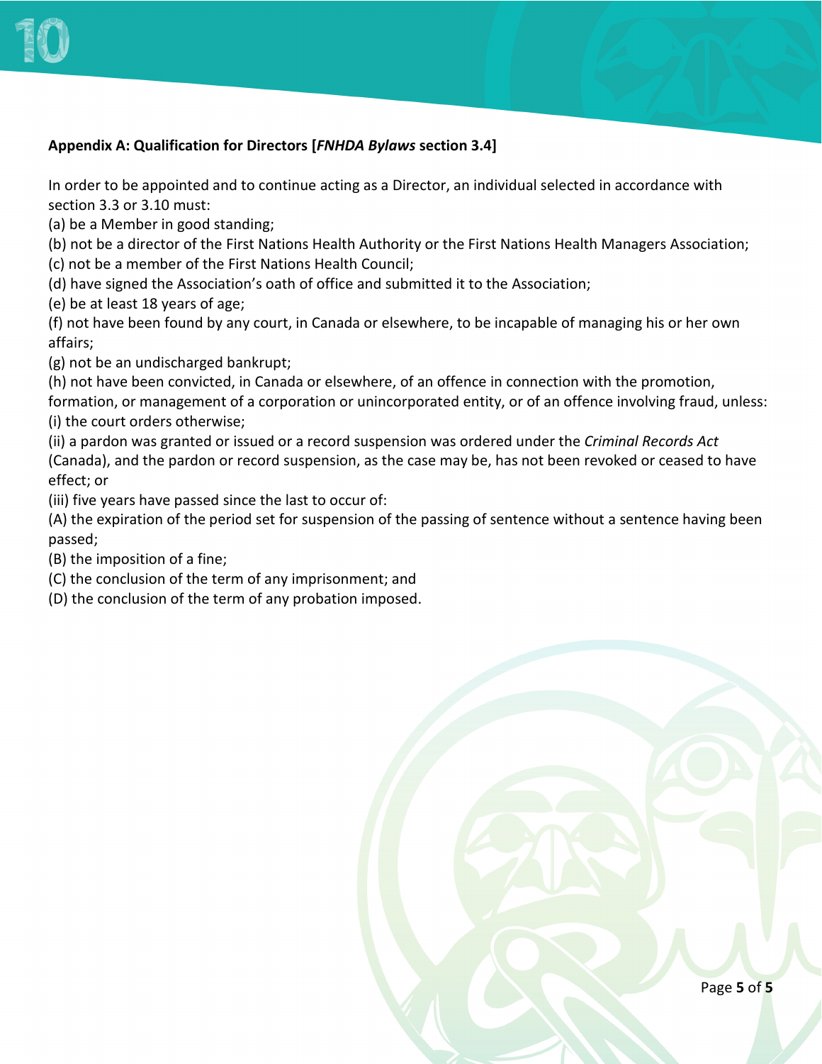**Appendix A: Qualification for Directors [*FNHDA Bylaws* section 3.4]**

In order to be appointed and to continue acting as a Director, an individual selected in accordance with section 3.3 or 3.10 must:

(a) be a Member in good standing;
(b) not be a director of the First Nations Health Authority or the First Nations Health Managers Association;
(c) not be a member of the First Nations Health Council;
(d) have signed the Association's oath of office and submitted it to the Association;
(e) be at least 18 years of age;
(f) not have been found by any court, in Canada or elsewhere, to be incapable of managing his or her own affairs;
(g) not be an undischarged bankrupt;
(h) not have been convicted, in Canada or elsewhere, of an offence in connection with the promotion, formation, or management of a corporation or unincorporated entity, or of an offence involving fraud, unless:
(i) the court orders otherwise;
(ii) a pardon was granted or issued or a record suspension was ordered under the *Criminal Records Act* (Canada), and the pardon or record suspension, as the case may be, has not been revoked or ceased to have effect; or
(iii) five years have passed since the last to occur of:
(A) the expiration of the period set for suspension of the passing of sentence without a sentence having been passed;
(B) the imposition of a fine;
(C) the conclusion of the term of any imprisonment; and
(D) the conclusion of the term of any probation imposed.